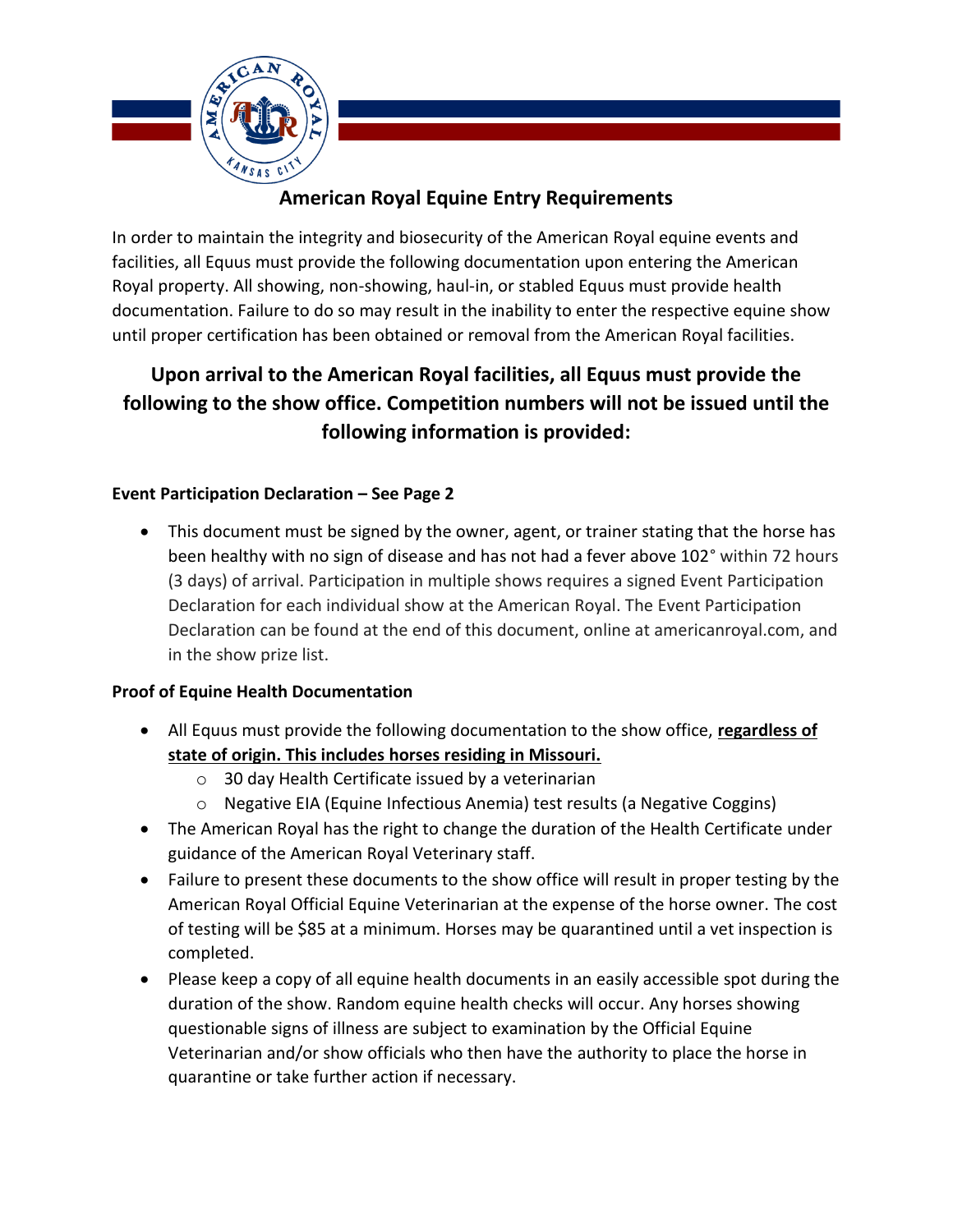# American Royal Equine Entry Requirements

In order to maintain the integrity and biosecurity of the American Royal equine events and facilities, all Equus must provide the following documentation upon entering the American Royal property. All showing, non-showing, haul-in, or stabled Equus must provide health documentation. Failure to do so may result in the inability to enter the respective equine show until proper certification has been obtained or removal from the American Royal facilities.

## Upon arrival to the American Royal facilities, all Equus must provide the following to the show office. Competition numbers will not be issued until the following information is provided:

### Event Participation Declaration – See Page 2

- This document must be signed by the owner, agent, or trainer stating that the horse has been healthy with no sign of disease and has not had a fever above 102° within 72 hours (3 days) of arrival. Participation in multiple shows requires a signed Event Participation Declaration for each individual show at the American Royal. The Event Participation Declaration can be found at the end of this document, online at americanroyal.com, and in the show prize list.

### Proof of Equine Health Documentation

- All Equus must provide the following documentation to the show office, **regardless of state of origin. This includes horses residing in Missouri.**
  - 30 day Health Certificate issued by a veterinarian
  - Negative EIA (Equine Infectious Anemia) test results (a Negative Coggins)
- The American Royal has the right to change the duration of the Health Certificate under guidance of the American Royal Veterinary staff.
- Failure to present these documents to the show office will result in proper testing by the American Royal Official Equine Veterinarian at the expense of the horse owner. The cost of testing will be $85 at a minimum. Horses may be quarantined until a vet inspection is completed.
- Please keep a copy of all equine health documents in an easily accessible spot during the duration of the show. Random equine health checks will occur. Any horses showing questionable signs of illness are subject to examination by the Official Equine Veterinarian and/or show officials who then have the authority to place the horse in quarantine or take further action if necessary.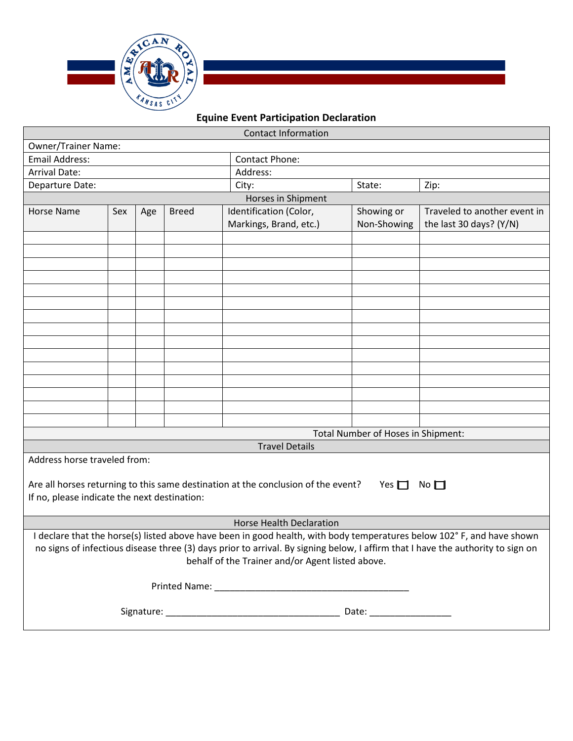# Equine Event Participation Declaration

| Contact Information | | | |
|---|---|---|---|
| Owner/Trainer Name: | | | |
| Email Address: | Contact Phone: | | |
| Arrival Date: | Address: | | |
| Departure Date: | City: | State: | Zip: |

**Horses in Shipment**

| Horse Name | Sex | Age | Breed | Identification (Color, Markings, Brand, etc.) | Showing or Non-Showing | Traveled to another event in the last 30 days? (Y/N) |
|---|---|---|---|---|---|---|
| | | | | | | |
| | | | | | | |
| | | | | | | |
| | | | | | | |
| | | | | | | |
| | | | | | | |
| | | | | | | |
| | | | | | | |
| | | | | | | |
| | | | | | | |
| | | | | | | |
| | | | | | | |
| | | | | | | |
| | | | | | | |
| | | | | | | |

Total Number of Hoses in Shipment:

**Travel Details**

Address horse traveled from:

Are all horses returning to this same destination at the conclusion of the event? Yes ☐ No ☐

If no, please indicate the next destination:

**Horse Health Declaration**

I declare that the horse(s) listed above have been in good health, with body temperatures below 102° F, and have shown no signs of infectious disease three (3) days prior to arrival. By signing below, I affirm that I have the authority to sign on behalf of the Trainer and/or Agent listed above.

Printed Name: ______________________________________

Signature: __________________________________ Date: ________________